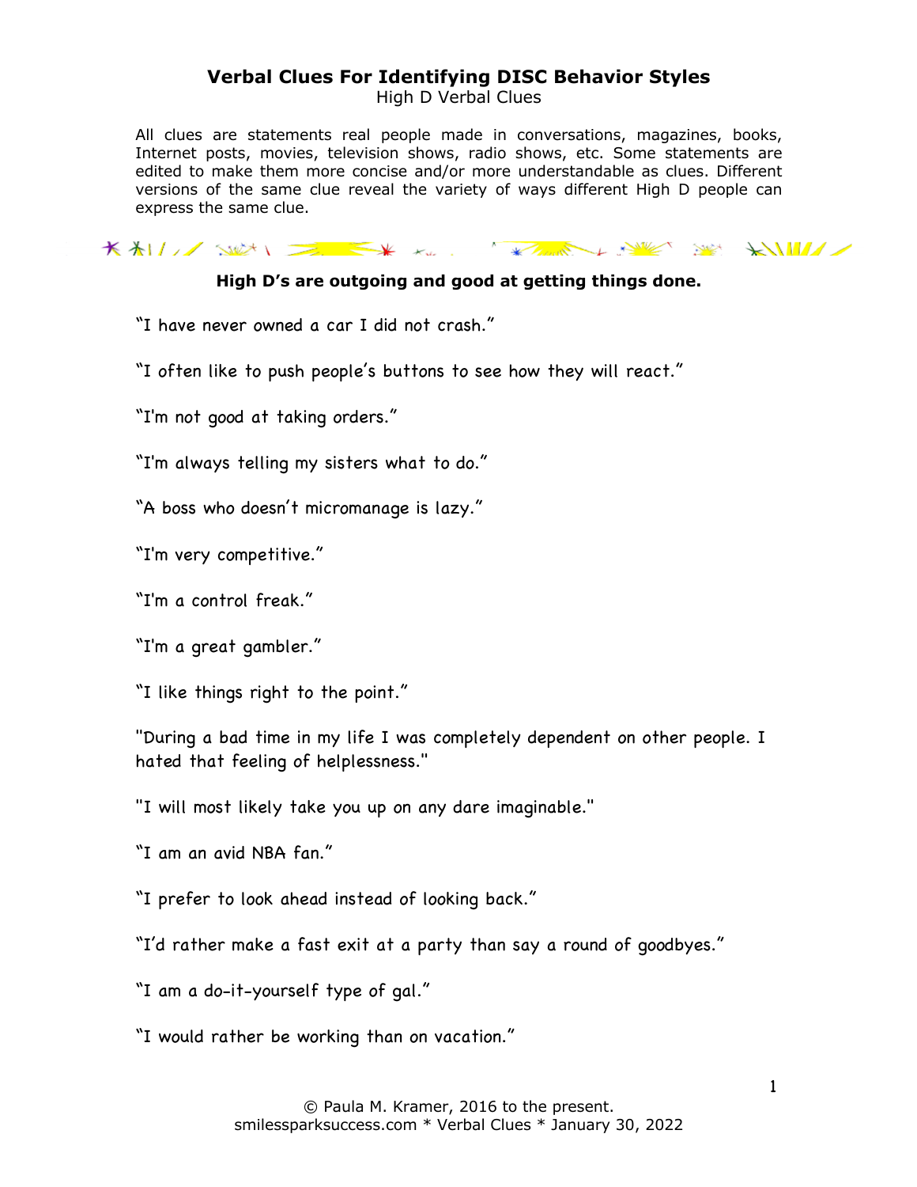# Verbal Clues For Identifying DISC Behavior Styles

High D Verbal Clues

All clues are statements real people made in conversations, magazines, books, Internet posts, movies, television shows, radio shows, etc. Some statements are edited to make them more concise and/or more understandable as clues. Different versions of the same clue reveal the variety of ways different High D people can express the same clue.

**High D's are outgoing and good at getting things done.**

"I have never owned a car I did not crash."

"I often like to push people's buttons to see how they will react."

"I'm not good at taking orders."

"I'm always telling my sisters what to do."

"A boss who doesn't micromanage is lazy."

"I'm very competitive."

"I'm a control freak."

"I'm a great gambler."

"I like things right to the point."

"During a bad time in my life I was completely dependent on other people. I hated that feeling of helplessness."

"I will most likely take you up on any dare imaginable."

"I am an avid NBA fan."

"I prefer to look ahead instead of looking back."

"I'd rather make a fast exit at a party than say a round of goodbyes."

"I am a do-it-yourself type of gal."

"I would rather be working than on vacation."

© Paula M. Kramer, 2016 to the present.
smilessparksuccess.com * Verbal Clues * January 30, 2022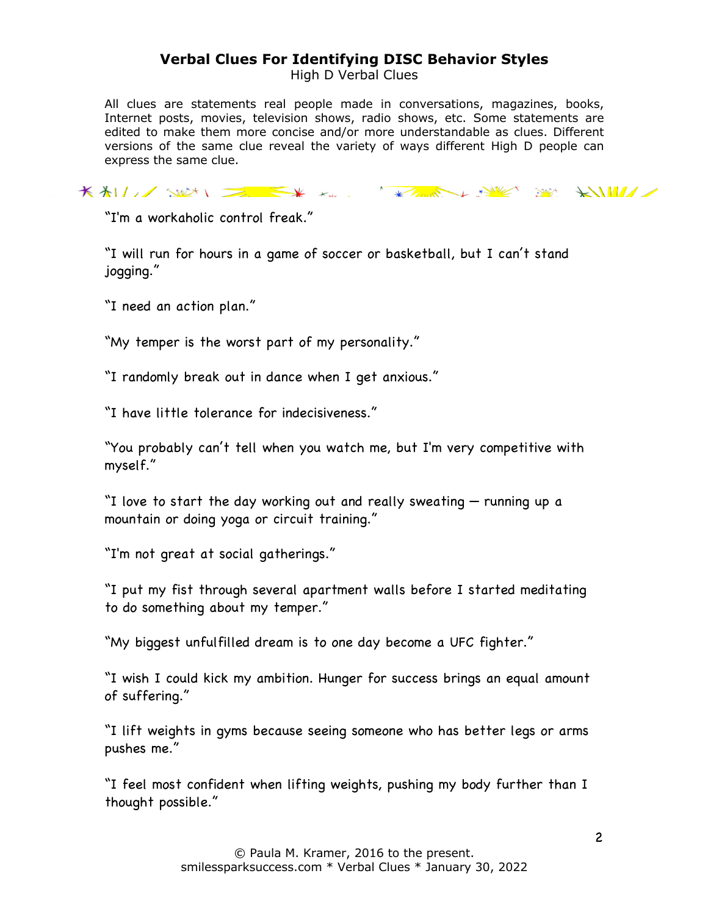# Verbal Clues For Identifying DISC Behavior Styles

High D Verbal Clues

All clues are statements real people made in conversations, magazines, books, Internet posts, movies, television shows, radio shows, etc. Some statements are edited to make them more concise and/or more understandable as clues. Different versions of the same clue reveal the variety of ways different High D people can express the same clue.

"I'm a workaholic control freak."

"I will run for hours in a game of soccer or basketball, but I can't stand jogging."

"I need an action plan."

"My temper is the worst part of my personality."

"I randomly break out in dance when I get anxious."

"I have little tolerance for indecisiveness."

"You probably can't tell when you watch me, but I'm very competitive with myself."

"I love to start the day working out and really sweating — running up a mountain or doing yoga or circuit training."

"I'm not great at social gatherings."

"I put my fist through several apartment walls before I started meditating to do something about my temper."

"My biggest unfulfilled dream is to one day become a UFC fighter."

"I wish I could kick my ambition. Hunger for success brings an equal amount of suffering."

"I lift weights in gyms because seeing someone who has better legs or arms pushes me."

"I feel most confident when lifting weights, pushing my body further than I thought possible."

© Paula M. Kramer, 2016 to the present.
smilessparksuccess.com * Verbal Clues * January 30, 2022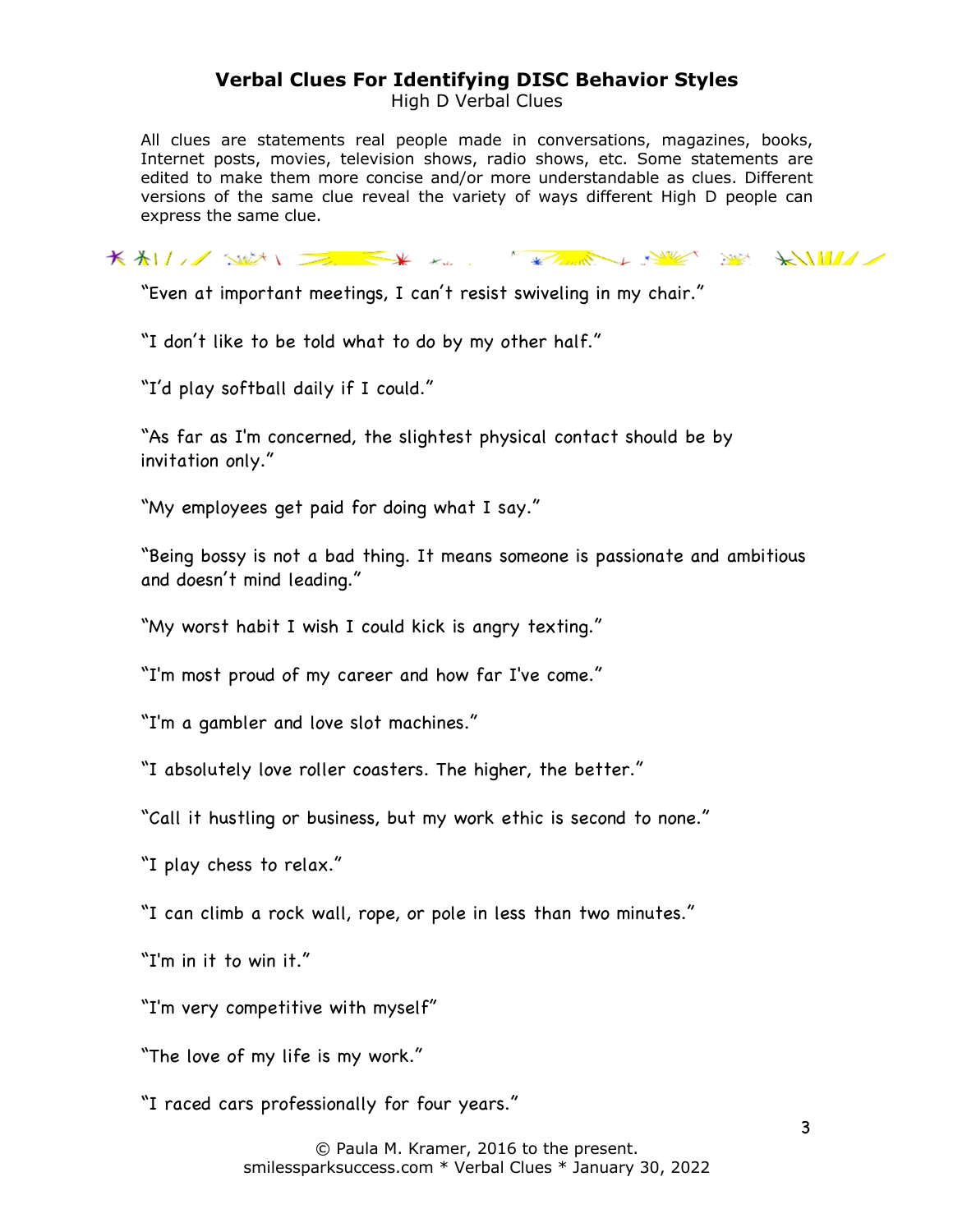# Verbal Clues For Identifying DISC Behavior Styles

High D Verbal Clues

All clues are statements real people made in conversations, magazines, books, Internet posts, movies, television shows, radio shows, etc. Some statements are edited to make them more concise and/or more understandable as clues. Different versions of the same clue reveal the variety of ways different High D people can express the same clue.

"Even at important meetings, I can't resist swiveling in my chair."

"I don't like to be told what to do by my other half."

"I'd play softball daily if I could."

"As far as I'm concerned, the slightest physical contact should be by invitation only."

"My employees get paid for doing what I say."

"Being bossy is not a bad thing. It means someone is passionate and ambitious and doesn't mind leading."

"My worst habit I wish I could kick is angry texting."

"I'm most proud of my career and how far I've come."

"I'm a gambler and love slot machines."

"I absolutely love roller coasters. The higher, the better."

"Call it hustling or business, but my work ethic is second to none."

"I play chess to relax."

"I can climb a rock wall, rope, or pole in less than two minutes."

"I'm in it to win it."

"I'm very competitive with myself"

"The love of my life is my work."

"I raced cars professionally for four years."

© Paula M. Kramer, 2016 to the present.
smilessparksuccess.com * Verbal Clues * January 30, 2022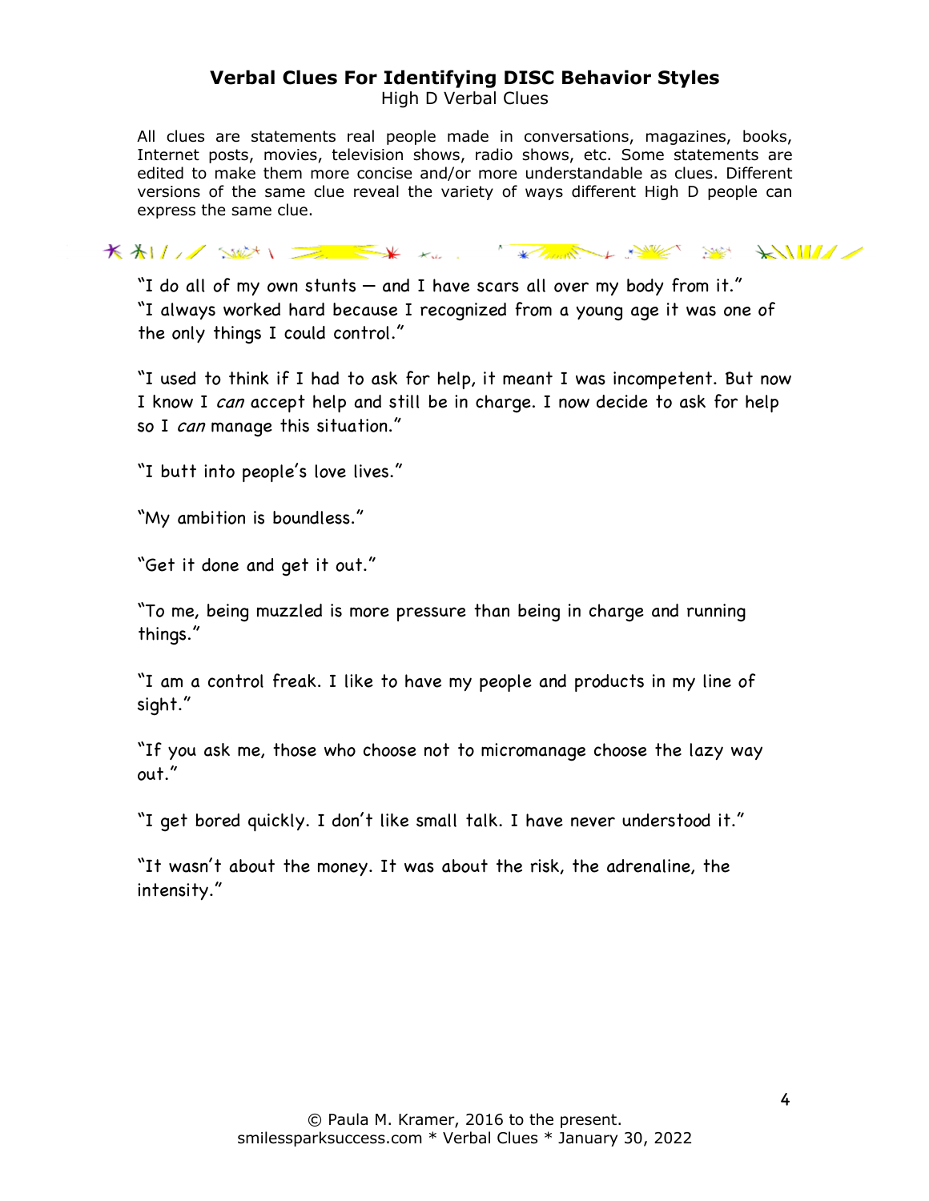## Verbal Clues For Identifying DISC Behavior Styles

High D Verbal Clues

All clues are statements real people made in conversations, magazines, books, Internet posts, movies, television shows, radio shows, etc. Some statements are edited to make them more concise and/or more understandable as clues. Different versions of the same clue reveal the variety of ways different High D people can express the same clue.

"I do all of my own stunts — and I have scars all over my body from it."
"I always worked hard because I recognized from a young age it was one of the only things I could control."

"I used to think if I had to ask for help, it meant I was incompetent. But now I know I *can* accept help and still be in charge. I now decide to ask for help so I *can* manage this situation."

"I butt into people's love lives."

"My ambition is boundless."

"Get it done and get it out."

"To me, being muzzled is more pressure than being in charge and running things."

"I am a control freak. I like to have my people and products in my line of sight."

"If you ask me, those who choose not to micromanage choose the lazy way out."

"I get bored quickly. I don't like small talk. I have never understood it."

"It wasn't about the money. It was about the risk, the adrenaline, the intensity."

© Paula M. Kramer, 2016 to the present.
smilessparksuccess.com * Verbal Clues * January 30, 2022